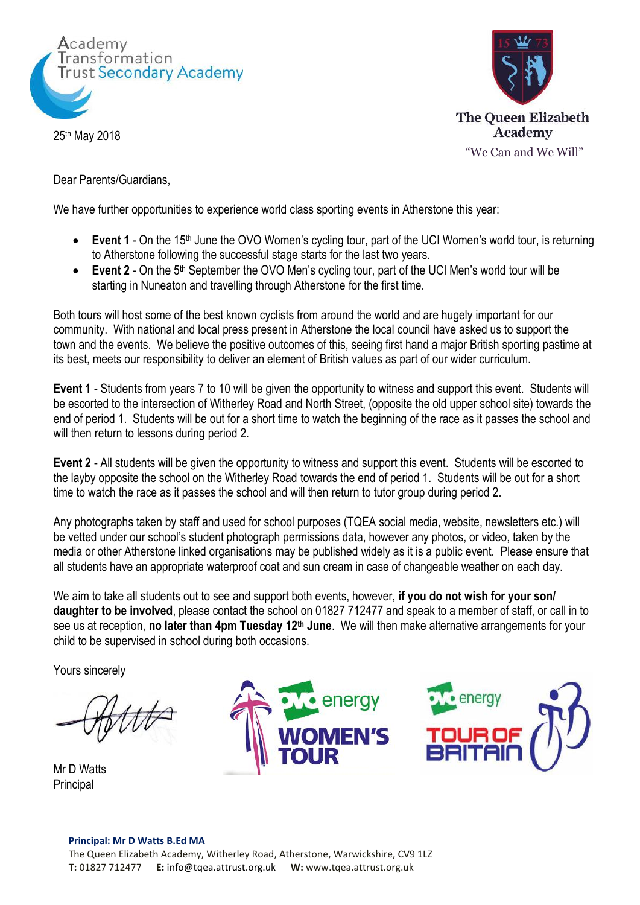Academy Transformation Trust Secondary Academy

The Queen Elizabeth Academy
"We Can and We Will"

25th May 2018

Dear Parents/Guardians,

We have further opportunities to experience world class sporting events in Atherstone this year:

- **Event 1** - On the 15th June the OVO Women's cycling tour, part of the UCI Women's world tour, is returning to Atherstone following the successful stage starts for the last two years.
- **Event 2** - On the 5th September the OVO Men's cycling tour, part of the UCI Men's world tour will be starting in Nuneaton and travelling through Atherstone for the first time.

Both tours will host some of the best known cyclists from around the world and are hugely important for our community. With national and local press present in Atherstone the local council have asked us to support the town and the events. We believe the positive outcomes of this, seeing first hand a major British sporting pastime at its best, meets our responsibility to deliver an element of British values as part of our wider curriculum.

**Event 1** - Students from years 7 to 10 will be given the opportunity to witness and support this event. Students will be escorted to the intersection of Witherley Road and North Street, (opposite the old upper school site) towards the end of period 1. Students will be out for a short time to watch the beginning of the race as it passes the school and will then return to lessons during period 2.

**Event 2** - All students will be given the opportunity to witness and support this event. Students will be escorted to the layby opposite the school on the Witherley Road towards the end of period 1. Students will be out for a short time to watch the race as it passes the school and will then return to tutor group during period 2.

Any photographs taken by staff and used for school purposes (TQEA social media, website, newsletters etc.) will be vetted under our school's student photograph permissions data, however any photos, or video, taken by the media or other Atherstone linked organisations may be published widely as it is a public event. Please ensure that all students have an appropriate waterproof coat and sun cream in case of changeable weather on each day.

We aim to take all students out to see and support both events, however, **if you do not wish for your son/ daughter to be involved**, please contact the school on 01827 712477 and speak to a member of staff, or call in to see us at reception, **no later than 4pm Tuesday 12th June**. We will then make alternative arrangements for your child to be supervised in school during both occasions.

Yours sincerely

Mr D Watts
Principal

OVO energy WOMEN'S TOUR

OVO energy TOUR OF BRITAIN

**Principal: Mr D Watts B.Ed MA**
The Queen Elizabeth Academy, Witherley Road, Atherstone, Warwickshire, CV9 1LZ
**T:** 01827 712477 **E:** info@tqea.attrust.org.uk **W:** www.tqea.attrust.org.uk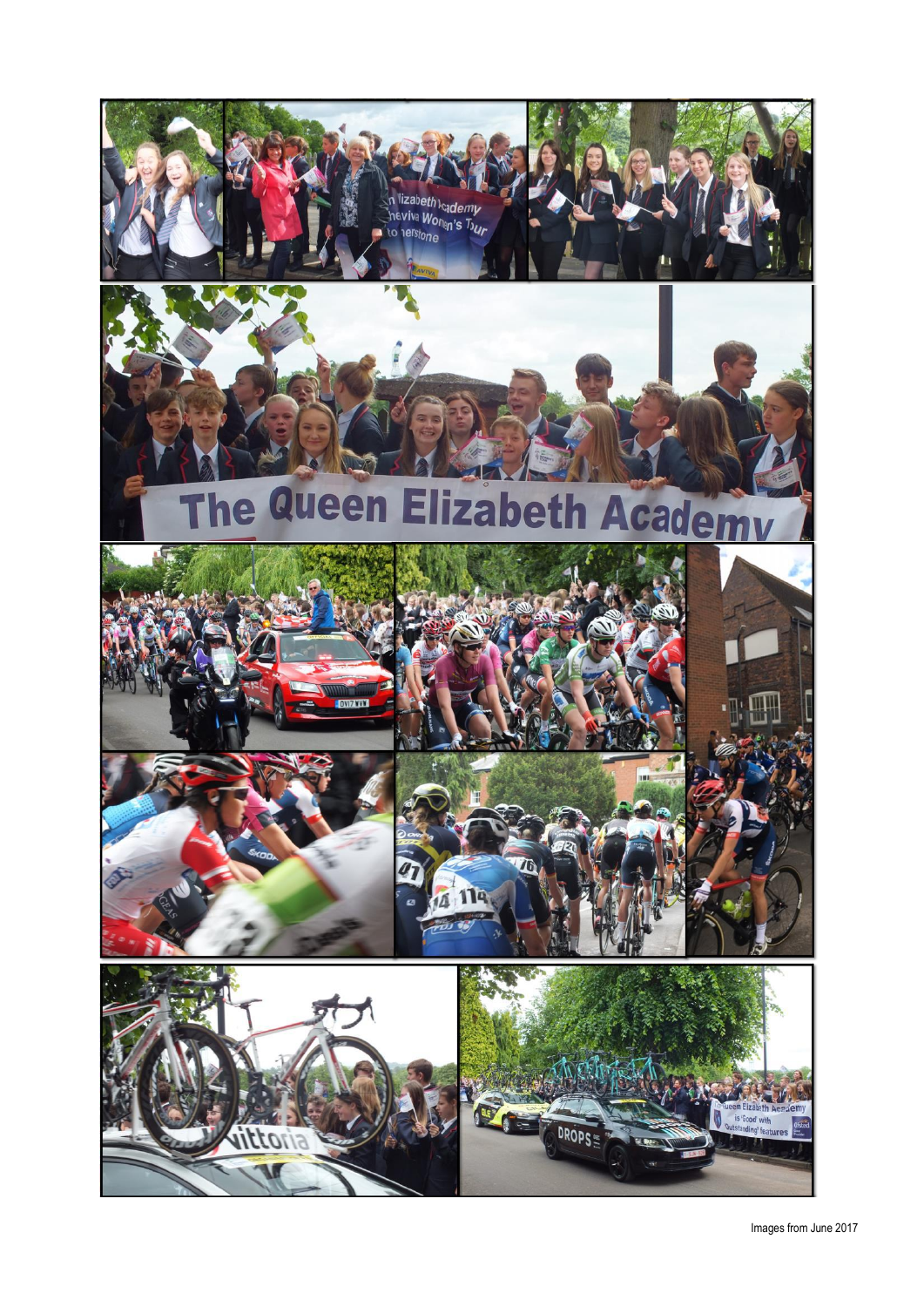Images from June 2017